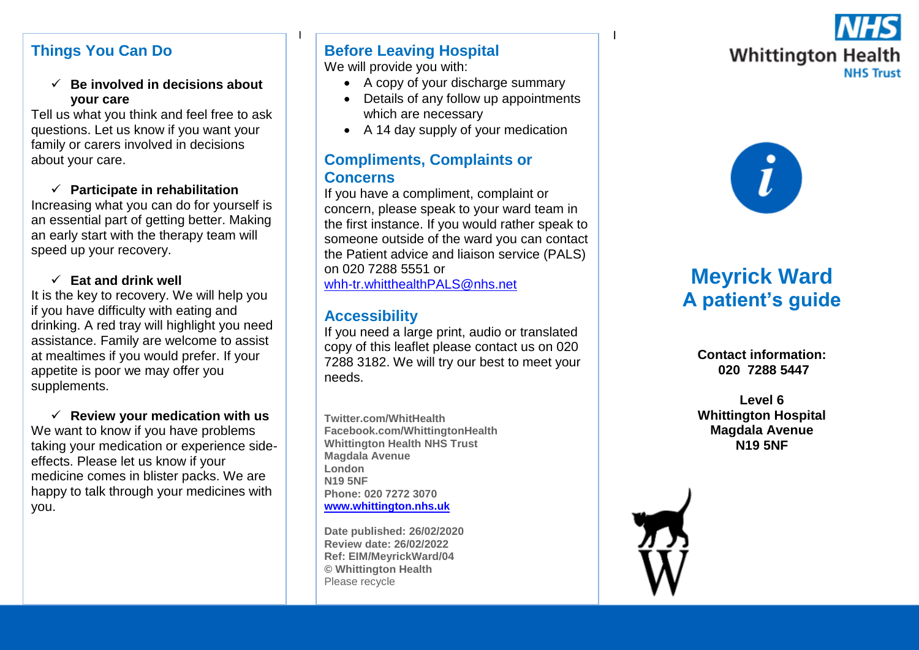## Things You Can Do

- ✓ **Be involved in decisions about your care**

Tell us what you think and feel free to ask questions. Let us know if you want your family or carers involved in decisions about your care.

- ✓ **Participate in rehabilitation**

Increasing what you can do for yourself is an essential part of getting better. Making an early start with the therapy team will speed up your recovery.

- ✓ **Eat and drink well**

It is the key to recovery. We will help you if you have difficulty with eating and drinking. A red tray will highlight you need assistance. Family are welcome to assist at mealtimes if you would prefer. If your appetite is poor we may offer you supplements.

- ✓ **Review your medication with us**

We want to know if you have problems taking your medication or experience side-effects. Please let us know if your medicine comes in blister packs. We are happy to talk through your medicines with you.

## Before Leaving Hospital

We will provide you with:

- A copy of your discharge summary
- Details of any follow up appointments which are necessary
- A 14 day supply of your medication

## Compliments, Complaints or Concerns

If you have a compliment, complaint or concern, please speak to your ward team in the first instance. If you would rather speak to someone outside of the ward you can contact the Patient advice and liaison service (PALS) on 020 7288 5551 or whh-tr.whitthealthPALS@nhs.net

## Accessibility

If you need a large print, audio or translated copy of this leaflet please contact us on 020 7288 3182. We will try our best to meet your needs.

**Twitter.com/WhitHealth**
**Facebook.com/WhittingtonHealth**
**Whittington Health NHS Trust**
**Magdala Avenue**
**London**
**N19 5NF**
**Phone: 020 7272 3070**
**www.whittington.nhs.uk**

**Date published: 26/02/2020**
**Review date: 26/02/2022**
**Ref: EIM/MeyrickWard/04**
**© Whittington Health**
Please recycle

NHS Whittington Health NHS Trust

# Meyrick Ward
# A patient's guide

**Contact information:**
**020 7288 5447**

**Level 6**
**Whittington Hospital**
**Magdala Avenue**
**N19 5NF**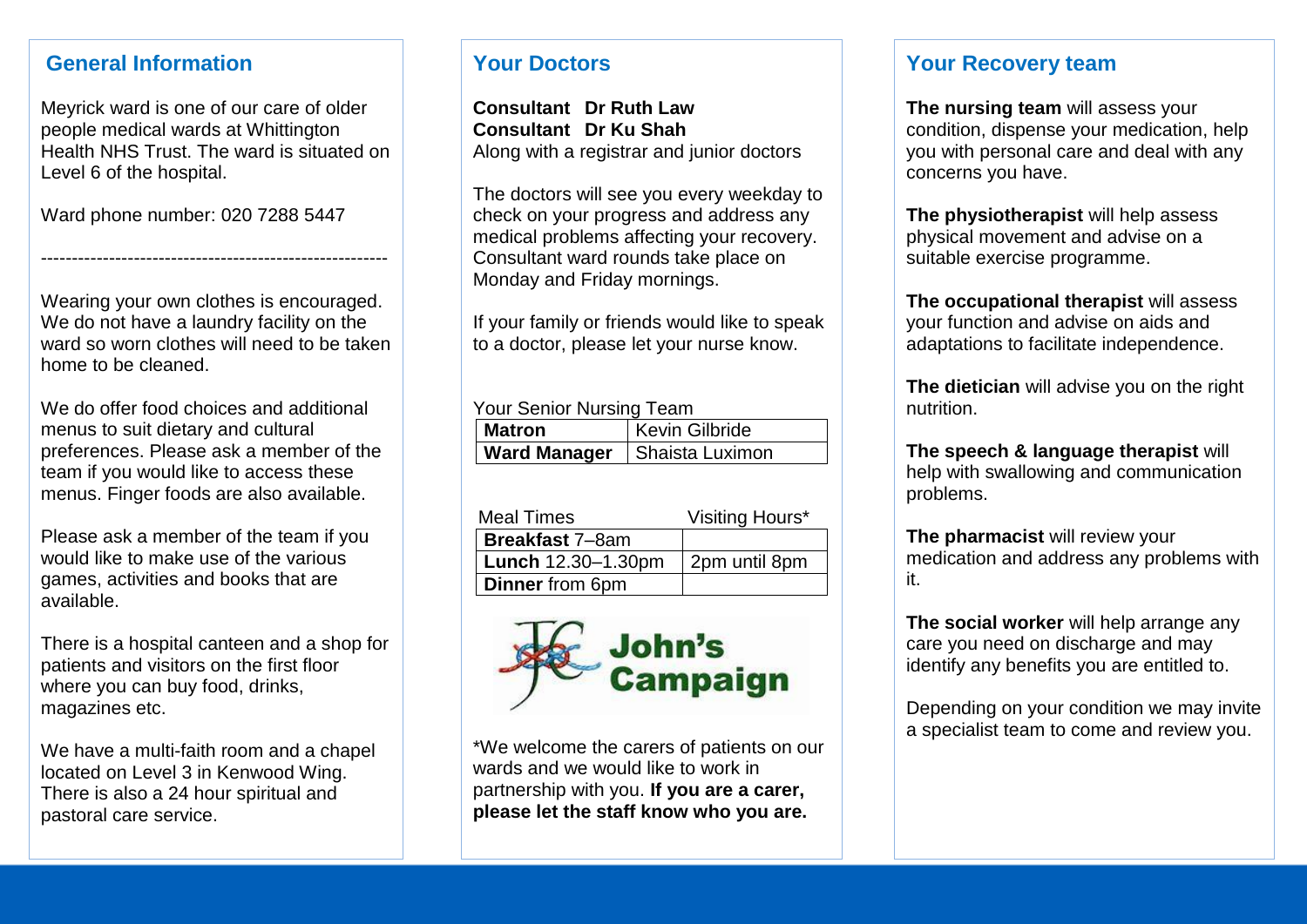## General Information

Meyrick ward is one of our care of older people medical wards at Whittington Health NHS Trust. The ward is situated on Level 6 of the hospital.

Ward phone number: 020 7288 5447

---

Wearing your own clothes is encouraged. We do not have a laundry facility on the ward so worn clothes will need to be taken home to be cleaned.

We do offer food choices and additional menus to suit dietary and cultural preferences. Please ask a member of the team if you would like to access these menus. Finger foods are also available.

Please ask a member of the team if you would like to make use of the various games, activities and books that are available.

There is a hospital canteen and a shop for patients and visitors on the first floor where you can buy food, drinks, magazines etc.

We have a multi-faith room and a chapel located on Level 3 in Kenwood Wing. There is also a 24 hour spiritual and pastoral care service.

## Your Doctors

**Consultant Dr Ruth Law**
**Consultant Dr Ku Shah**
Along with a registrar and junior doctors

The doctors will see you every weekday to check on your progress and address any medical problems affecting your recovery. Consultant ward rounds take place on Monday and Friday mornings.

If your family or friends would like to speak to a doctor, please let your nurse know.

Your Senior Nursing Team

| | |
|---|---|
| **Matron** | Kevin Gilbride |
| **Ward Manager** | Shaista Luximon |

| Meal Times | Visiting Hours* |
|---|---|
| **Breakfast** 7–8am | |
| **Lunch** 12.30–1.30pm | 2pm until 8pm |
| **Dinner** from 6pm | |

John's Campaign

*We welcome the carers of patients on our wards and we would like to work in partnership with you. **If you are a carer, please let the staff know who you are.**

## Your Recovery team

**The nursing team** will assess your condition, dispense your medication, help you with personal care and deal with any concerns you have.

**The physiotherapist** will help assess physical movement and advise on a suitable exercise programme.

**The occupational therapist** will assess your function and advise on aids and adaptations to facilitate independence.

**The dietician** will advise you on the right nutrition.

**The speech & language therapist** will help with swallowing and communication problems.

**The pharmacist** will review your medication and address any problems with it.

**The social worker** will help arrange any care you need on discharge and may identify any benefits you are entitled to.

Depending on your condition we may invite a specialist team to come and review you.